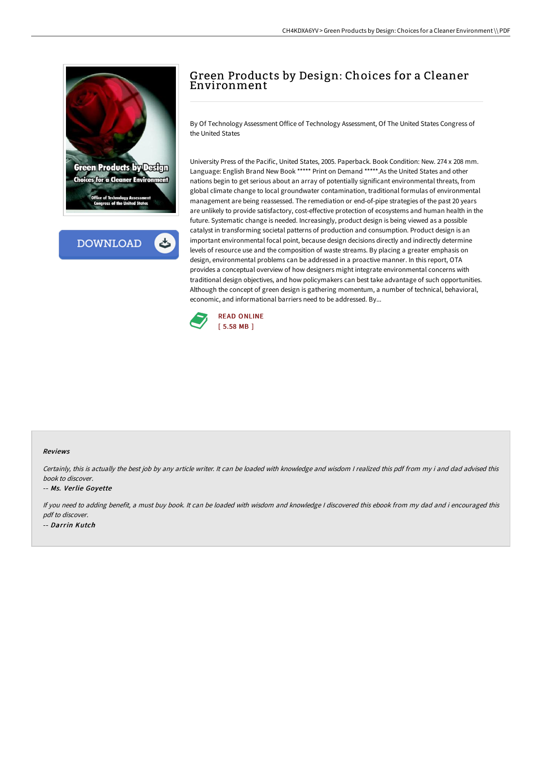# Green Products by Design: Choices for a Cleaner Environment

By Of Technology Assessment Office of Technology Assessment, Of The United States Congress of the United States

University Press of the Pacific, United States, 2005. Paperback. Book Condition: New. 274 x 208 mm. Language: English Brand New Book ***** Print on Demand *****.As the United States and other nations begin to get serious about an array of potentially significant environmental threats, from global climate change to local groundwater contamination, traditional formulas of environmental management are being reassessed. The remediation or end-of-pipe strategies of the past 20 years are unlikely to provide satisfactory, cost-effective protection of ecosystems and human health in the future. Systematic change is needed. Increasingly, product design is being viewed as a possible catalyst in transforming societal patterns of production and consumption. Product design is an important environmental focal point, because design decisions directly and indirectly determine levels of resource use and the composition of waste streams. By placing a greater emphasis on design, environmental problems can be addressed in a proactive manner. In this report, OTA provides a conceptual overview of how designers might integrate environmental concerns with traditional design objectives, and how policymakers can best take advantage of such opportunities. Although the concept of green design is gathering momentum, a number of technical, behavioral, economic, and informational barriers need to be addressed. By...

READ ONLINE
[ 5.58 MB ]

### Reviews

*Certainly, this is actually the best job by any article writer. It can be loaded with knowledge and wisdom I realized this pdf from my i and dad advised this book to discover.*

-- *Ms. Verlie Goyette*

*If you need to adding benefit, a must buy book. It can be loaded with wisdom and knowledge I discovered this ebook from my dad and i encouraged this pdf to discover.*

-- *Darrin Kutch*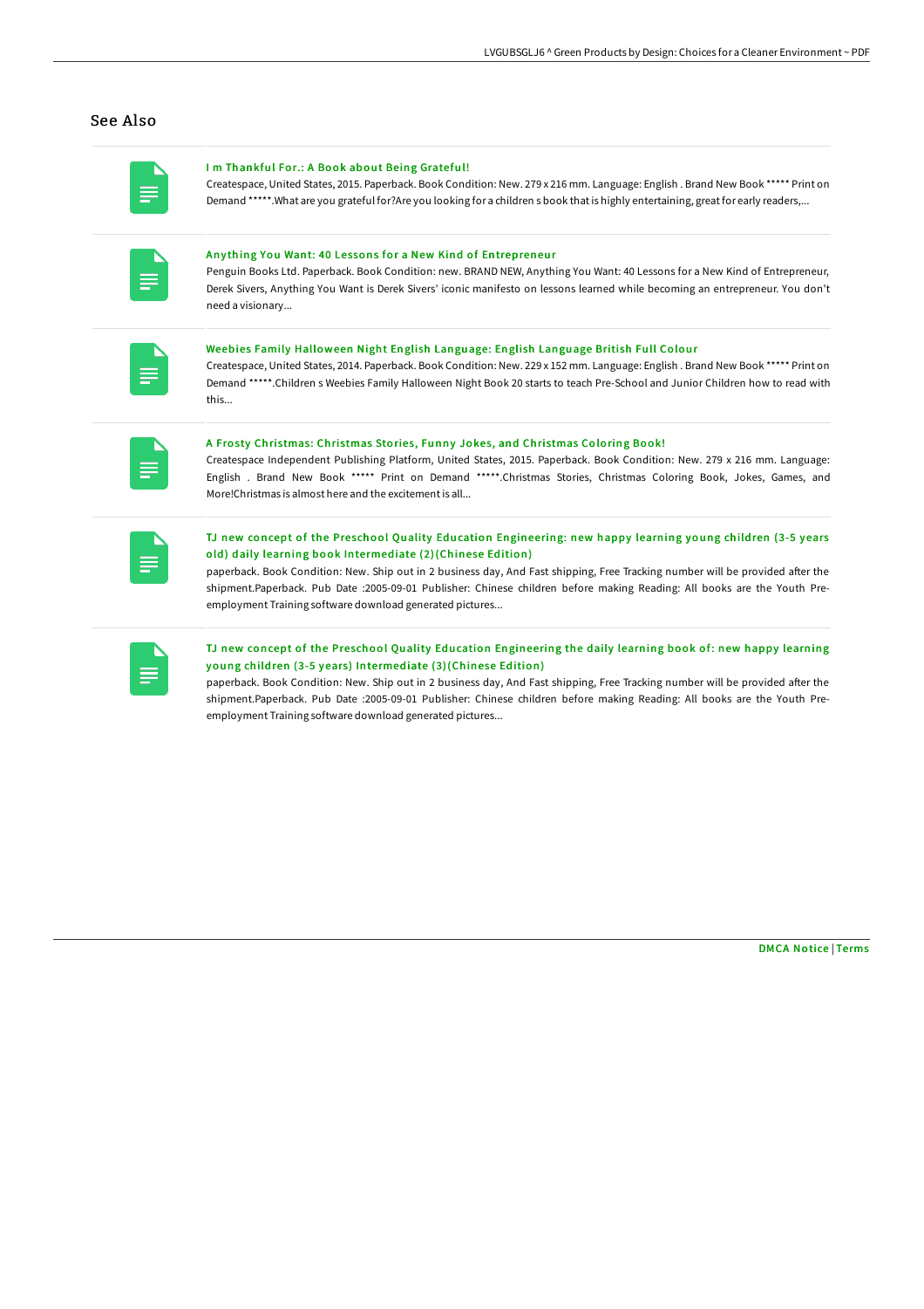## See Also

### I m Thankful For.: A Book about Being Grateful!

Createspace, United States, 2015. Paperback. Book Condition: New. 279 x 216 mm. Language: English . Brand New Book ***** Print on Demand *****.What are you grateful for?Are you looking for a children s book that is highly entertaining, great for early readers,...

### Anything You Want: 40 Lessons for a New Kind of Entrepreneur

Penguin Books Ltd. Paperback. Book Condition: new. BRAND NEW, Anything You Want: 40 Lessons for a New Kind of Entrepreneur, Derek Sivers, Anything You Want is Derek Sivers' iconic manifesto on lessons learned while becoming an entrepreneur. You don't need a visionary...

### Weebies Family Halloween Night English Language: English Language British Full Colour

Createspace, United States, 2014. Paperback. Book Condition: New. 229 x 152 mm. Language: English . Brand New Book ***** Print on Demand *****.Children s Weebies Family Halloween Night Book 20 starts to teach Pre-School and Junior Children how to read with this...

### A Frosty Christmas: Christmas Stories, Funny Jokes, and Christmas Coloring Book!

Createspace Independent Publishing Platform, United States, 2015. Paperback. Book Condition: New. 279 x 216 mm. Language: English . Brand New Book ***** Print on Demand *****.Christmas Stories, Christmas Coloring Book, Jokes, Games, and More!Christmas is almost here and the excitement is all...

### TJ new concept of the Preschool Quality Education Engineering: new happy learning young children (3-5 years old) daily learning book Intermediate (2)(Chinese Edition)

paperback. Book Condition: New. Ship out in 2 business day, And Fast shipping, Free Tracking number will be provided after the shipment.Paperback. Pub Date :2005-09-01 Publisher: Chinese children before making Reading: All books are the Youth Pre-employment Training software download generated pictures...

### TJ new concept of the Preschool Quality Education Engineering the daily learning book of: new happy learning young children (3-5 years) Intermediate (3)(Chinese Edition)

paperback. Book Condition: New. Ship out in 2 business day, And Fast shipping, Free Tracking number will be provided after the shipment.Paperback. Pub Date :2005-09-01 Publisher: Chinese children before making Reading: All books are the Youth Pre-employment Training software download generated pictures...

DMCA Notice | Terms